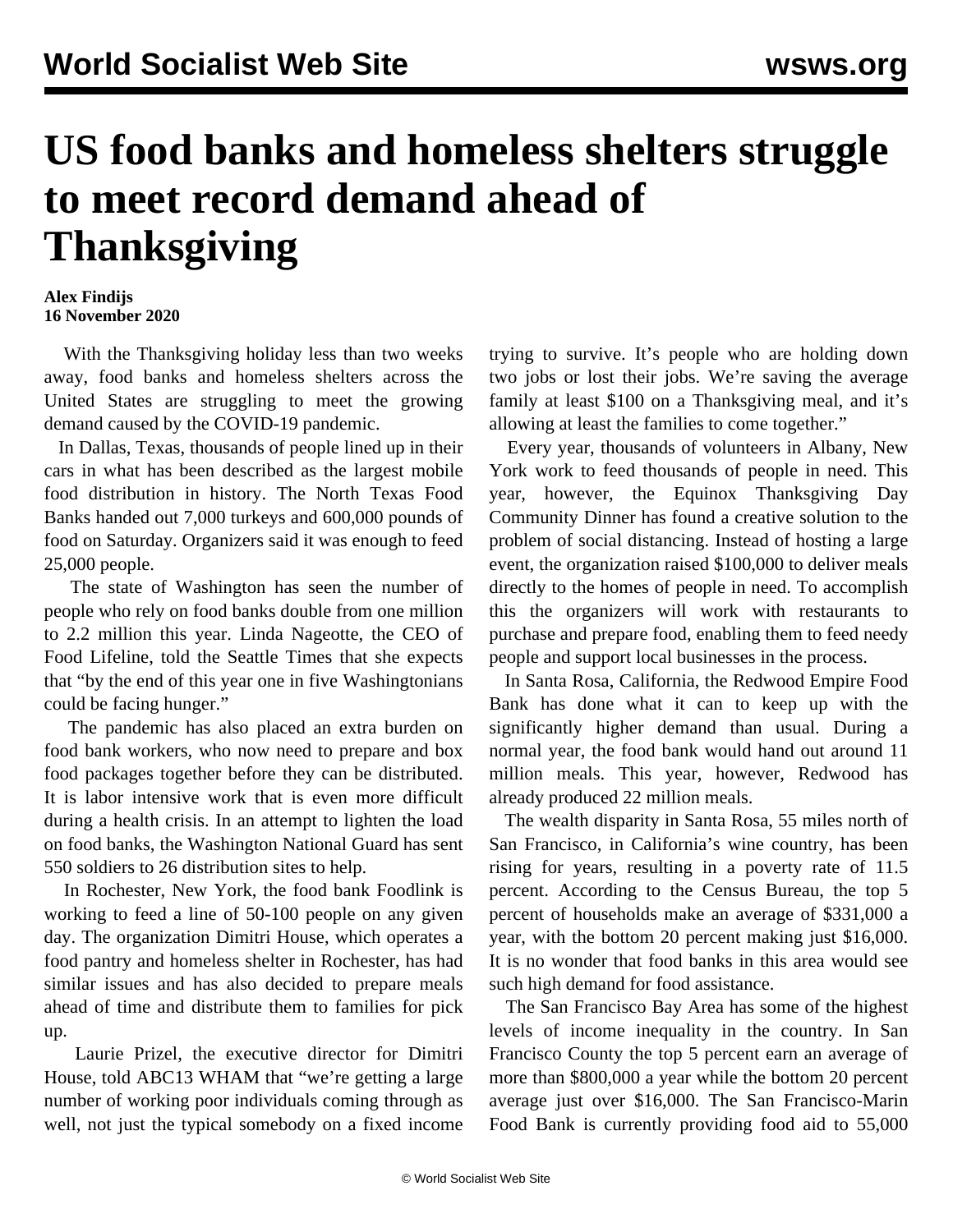# US food banks and homeless shelters struggle to meet record demand ahead of Thanksgiving

**Alex Findijs**
**16 November 2020**

With the Thanksgiving holiday less than two weeks away, food banks and homeless shelters across the United States are struggling to meet the growing demand caused by the COVID-19 pandemic.

In Dallas, Texas, thousands of people lined up in their cars in what has been described as the largest mobile food distribution in history. The North Texas Food Banks handed out 7,000 turkeys and 600,000 pounds of food on Saturday. Organizers said it was enough to feed 25,000 people.

The state of Washington has seen the number of people who rely on food banks double from one million to 2.2 million this year. Linda Nageotte, the CEO of Food Lifeline, told the Seattle Times that she expects that "by the end of this year one in five Washingtonians could be facing hunger."

The pandemic has also placed an extra burden on food bank workers, who now need to prepare and box food packages together before they can be distributed. It is labor intensive work that is even more difficult during a health crisis. In an attempt to lighten the load on food banks, the Washington National Guard has sent 550 soldiers to 26 distribution sites to help.

In Rochester, New York, the food bank Foodlink is working to feed a line of 50-100 people on any given day. The organization Dimitri House, which operates a food pantry and homeless shelter in Rochester, has had similar issues and has also decided to prepare meals ahead of time and distribute them to families for pick up.

Laurie Prizel, the executive director for Dimitri House, told ABC13 WHAM that "we're getting a large number of working poor individuals coming through as well, not just the typical somebody on a fixed income trying to survive. It's people who are holding down two jobs or lost their jobs. We're saving the average family at least $100 on a Thanksgiving meal, and it's allowing at least the families to come together."

Every year, thousands of volunteers in Albany, New York work to feed thousands of people in need. This year, however, the Equinox Thanksgiving Day Community Dinner has found a creative solution to the problem of social distancing. Instead of hosting a large event, the organization raised $100,000 to deliver meals directly to the homes of people in need. To accomplish this the organizers will work with restaurants to purchase and prepare food, enabling them to feed needy people and support local businesses in the process.

In Santa Rosa, California, the Redwood Empire Food Bank has done what it can to keep up with the significantly higher demand than usual. During a normal year, the food bank would hand out around 11 million meals. This year, however, Redwood has already produced 22 million meals.

The wealth disparity in Santa Rosa, 55 miles north of San Francisco, in California's wine country, has been rising for years, resulting in a poverty rate of 11.5 percent. According to the Census Bureau, the top 5 percent of households make an average of $331,000 a year, with the bottom 20 percent making just $16,000. It is no wonder that food banks in this area would see such high demand for food assistance.

The San Francisco Bay Area has some of the highest levels of income inequality in the country. In San Francisco County the top 5 percent earn an average of more than $800,000 a year while the bottom 20 percent average just over $16,000. The San Francisco-Marin Food Bank is currently providing food aid to 55,000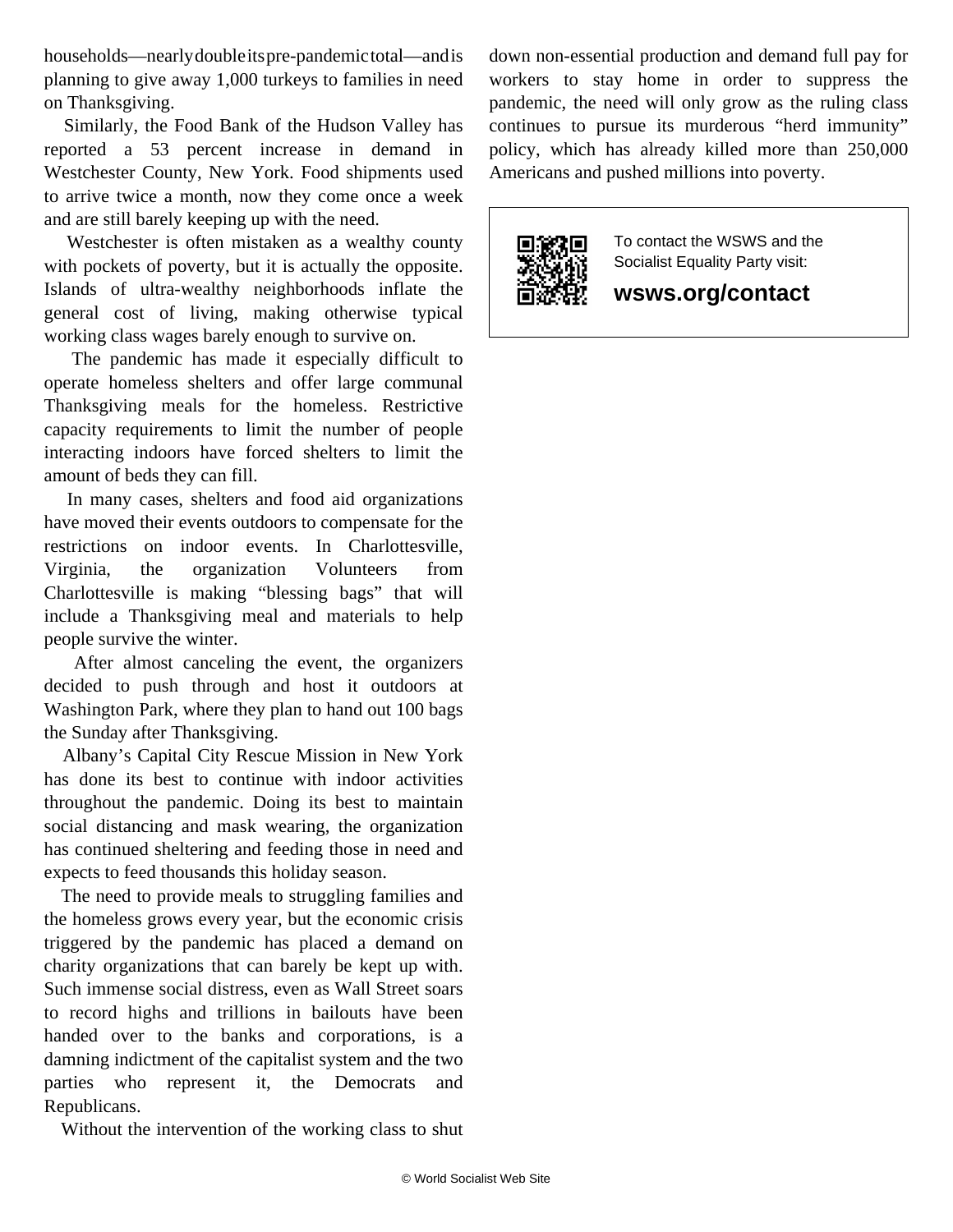households—nearly double its pre-pandemic total—and is planning to give away 1,000 turkeys to families in need on Thanksgiving.

Similarly, the Food Bank of the Hudson Valley has reported a 53 percent increase in demand in Westchester County, New York. Food shipments used to arrive twice a month, now they come once a week and are still barely keeping up with the need.

Westchester is often mistaken as a wealthy county with pockets of poverty, but it is actually the opposite. Islands of ultra-wealthy neighborhoods inflate the general cost of living, making otherwise typical working class wages barely enough to survive on.

The pandemic has made it especially difficult to operate homeless shelters and offer large communal Thanksgiving meals for the homeless. Restrictive capacity requirements to limit the number of people interacting indoors have forced shelters to limit the amount of beds they can fill.

In many cases, shelters and food aid organizations have moved their events outdoors to compensate for the restrictions on indoor events. In Charlottesville, Virginia, the organization Volunteers from Charlottesville is making "blessing bags" that will include a Thanksgiving meal and materials to help people survive the winter.

After almost canceling the event, the organizers decided to push through and host it outdoors at Washington Park, where they plan to hand out 100 bags the Sunday after Thanksgiving.

Albany's Capital City Rescue Mission in New York has done its best to continue with indoor activities throughout the pandemic. Doing its best to maintain social distancing and mask wearing, the organization has continued sheltering and feeding those in need and expects to feed thousands this holiday season.

The need to provide meals to struggling families and the homeless grows every year, but the economic crisis triggered by the pandemic has placed a demand on charity organizations that can barely be kept up with. Such immense social distress, even as Wall Street soars to record highs and trillions in bailouts have been handed over to the banks and corporations, is a damning indictment of the capitalist system and the two parties who represent it, the Democrats and Republicans.

Without the intervention of the working class to shut down non-essential production and demand full pay for workers to stay home in order to suppress the pandemic, the need will only grow as the ruling class continues to pursue its murderous "herd immunity" policy, which has already killed more than 250,000 Americans and pushed millions into poverty.

To contact the WSWS and the Socialist Equality Party visit:

**wsws.org/contact**